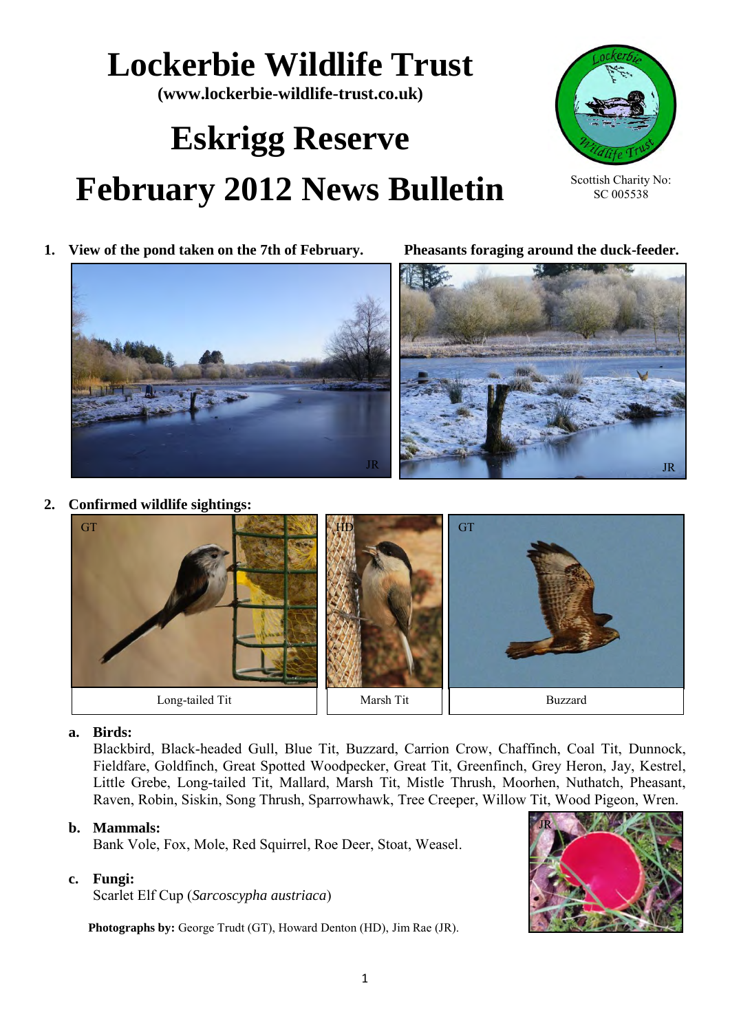# Lockerbie Wildlife Trust

**(www.lockerbie-wildlife-trust.co.uk)**

# Eskrigg Reserve

# February 2012 News Bulletin

Scottish Charity No: SC 005538

1. **View of the pond taken on the 7th of February.** **Pheasants foraging around the duck-feeder.**

2. **Confirmed wildlife sightings:**

Long-tailed Tit

Marsh Tit

Buzzard

a. **Birds:**
Blackbird, Black-headed Gull, Blue Tit, Buzzard, Carrion Crow, Chaffinch, Coal Tit, Dunnock, Fieldfare, Goldfinch, Great Spotted Woodpecker, Great Tit, Greenfinch, Grey Heron, Jay, Kestrel, Little Grebe, Long-tailed Tit, Mallard, Marsh Tit, Mistle Thrush, Moorhen, Nuthatch, Pheasant, Raven, Robin, Siskin, Song Thrush, Sparrowhawk, Tree Creeper, Willow Tit, Wood Pigeon, Wren.

b. **Mammals:**
Bank Vole, Fox, Mole, Red Squirrel, Roe Deer, Stoat, Weasel.

c. **Fungi:**
Scarlet Elf Cup (*Sarcoscypha austriaca*)

**Photographs by:** George Trudt (GT), Howard Denton (HD), Jim Rae (JR).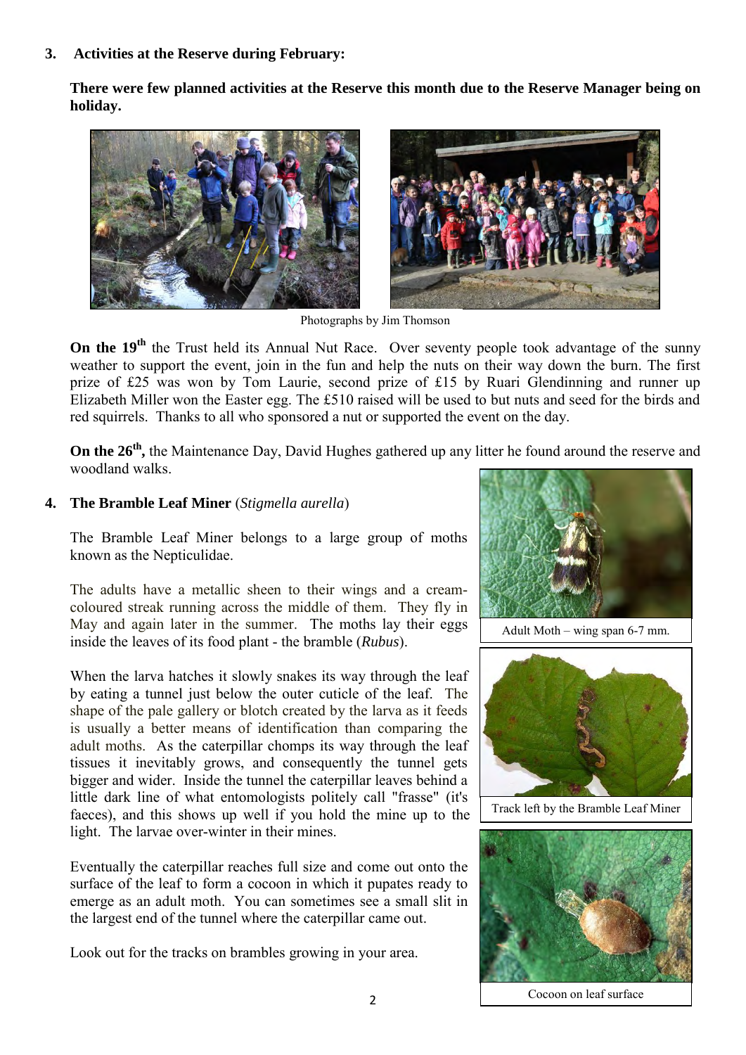**3. Activities at the Reserve during February:**

**There were few planned activities at the Reserve this month due to the Reserve Manager being on holiday.**

Photographs by Jim Thomson

**On the 19th** the Trust held its Annual Nut Race. Over seventy people took advantage of the sunny weather to support the event, join in the fun and help the nuts on their way down the burn. The first prize of £25 was won by Tom Laurie, second prize of £15 by Ruari Glendinning and runner up Elizabeth Miller won the Easter egg. The £510 raised will be used to but nuts and seed for the birds and red squirrels. Thanks to all who sponsored a nut or supported the event on the day.

**On the 26th,** the Maintenance Day, David Hughes gathered up any litter he found around the reserve and woodland walks.

**4. The Bramble Leaf Miner** (*Stigmella aurella*)

The Bramble Leaf Miner belongs to a large group of moths known as the Nepticulidae.

The adults have a metallic sheen to their wings and a cream-coloured streak running across the middle of them. They fly in May and again later in the summer. The moths lay their eggs inside the leaves of its food plant - the bramble (*Rubus*).

When the larva hatches it slowly snakes its way through the leaf by eating a tunnel just below the outer cuticle of the leaf. The shape of the pale gallery or blotch created by the larva as it feeds is usually a better means of identification than comparing the adult moths. As the caterpillar chomps its way through the leaf tissues it inevitably grows, and consequently the tunnel gets bigger and wider. Inside the tunnel the caterpillar leaves behind a little dark line of what entomologists politely call "frasse" (it's faeces), and this shows up well if you hold the mine up to the light. The larvae over-winter in their mines.

Eventually the caterpillar reaches full size and come out onto the surface of the leaf to form a cocoon in which it pupates ready to emerge as an adult moth. You can sometimes see a small slit in the largest end of the tunnel where the caterpillar came out.

Look out for the tracks on brambles growing in your area.

Adult Moth – wing span 6-7 mm.

Track left by the Bramble Leaf Miner

Cocoon on leaf surface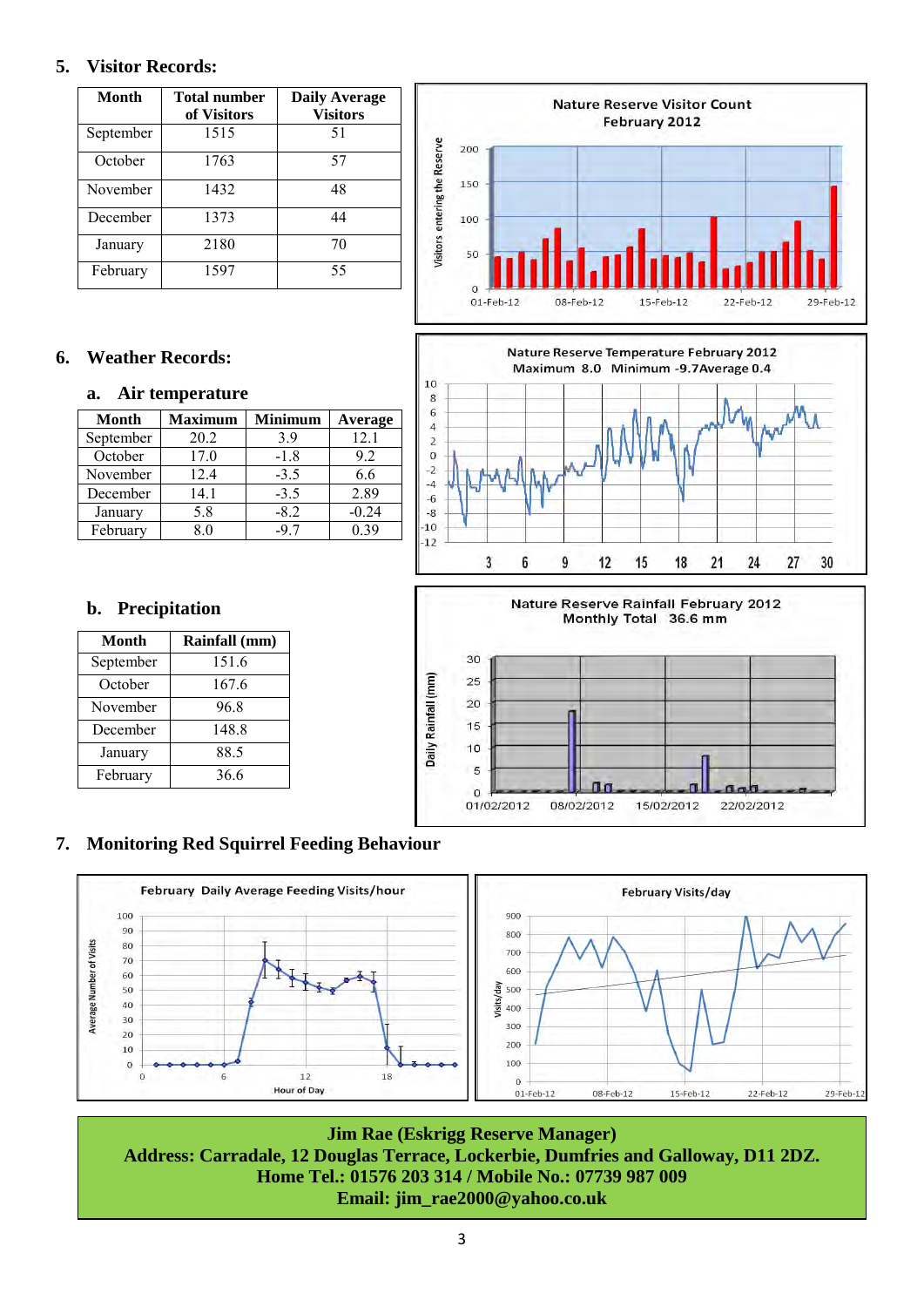## 5. Visitor Records:

| Month | Total number of Visitors | Daily Average Visitors |
|---|---|---|
| September | 1515 | 51 |
| October | 1763 | 57 |
| November | 1432 | 48 |
| December | 1373 | 44 |
| January | 2180 | 70 |
| February | 1597 | 55 |

Nature Reserve Visitor Count
February 2012

Visitors entering the Reserve

200
150
100
50
0

01-Feb-12 08-Feb-12 15-Feb-12 22-Feb-12 29-Feb-12

## 6. Weather Records:

### a. Air temperature

| Month | Maximum | Minimum | Average |
|---|---|---|---|
| September | 20.2 | 3.9 | 12.1 |
| October | 17.0 | -1.8 | 9.2 |
| November | 12.4 | -3.5 | 6.6 |
| December | 14.1 | -3.5 | 2.89 |
| January | 5.8 | -8.2 | -0.24 |
| February | 8.0 | -9.7 | 0.39 |

Nature Reserve Temperature February 2012
Maximum 8.0 Minimum -9.7Average 0.4

10
8
6
4
2
0
-2
-4
-6
-8
-10
-12

3 6 9 12 15 18 21 24 27 30

### b. Precipitation

| Month | Rainfall (mm) |
|---|---|
| September | 151.6 |
| October | 167.6 |
| November | 96.8 |
| December | 148.8 |
| January | 88.5 |
| February | 36.6 |

Nature Reserve Rainfall February 2012
Monthly Total 36.6 mm

Daily Rainfall (mm)

30
25
20
15
10
5
0

01/02/2012 08/02/2012 15/02/2012 22/02/2012

## 7. Monitoring Red Squirrel Feeding Behaviour

February Daily Average Feeding Visits/hour

Average Number of Visits

100
90
80
70
60
50
40
30
20
10
0

0 6 12 18

Hour of Day

February Visits/day

Visits/day

900
800
700
600
500
400
300
200
100
0

01-Feb-12 08-Feb-12 15-Feb-12 22-Feb-12 29-Feb-12

**Jim Rae (Eskrigg Reserve Manager)**
**Address: Carradale, 12 Douglas Terrace, Lockerbie, Dumfries and Galloway, D11 2DZ.**
**Home Tel.: 01576 203 314 / Mobile No.: 07739 987 009**
**Email: jim_rae2000@yahoo.co.uk**